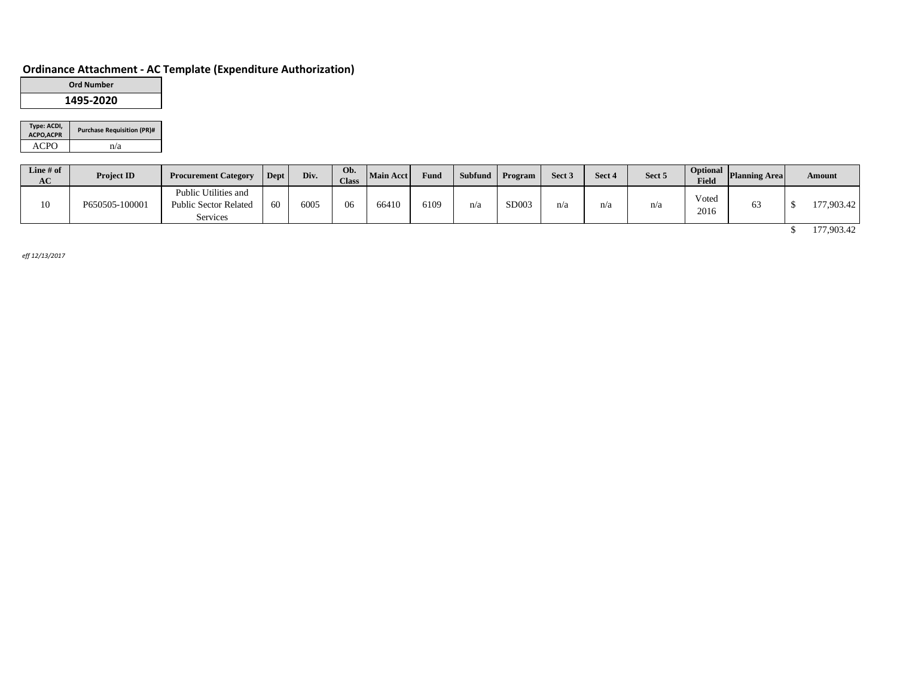## Ordinance Attachment - AC Template (Expenditure Authorization)

| Ord Number |
|---|
| 1495-2020 |

| Type: ACDI, ACPO,ACPR | Purchase Requisition (PR)# |
|---|---|
| ACPO | n/a |

| Line # of AC | Project ID | Procurement Category | Dept | Div. | Ob. Class | Main Acct | Fund | Subfund | Program | Sect 3 | Sect 4 | Sect 5 | Optional Field | Planning Area | Amount |
|---|---|---|---|---|---|---|---|---|---|---|---|---|---|---|---|
| 10 | P650505-100001 | Public Utilities and Public Sector Related Services | 60 | 6005 | 06 | 66410 | 6109 | n/a | SD003 | n/a | n/a | n/a | Voted 2016 | 63 | $ 177,903.42 |
| | | | | | | | | | | | | | | | $ 177,903.42 |

*eff 12/13/2017*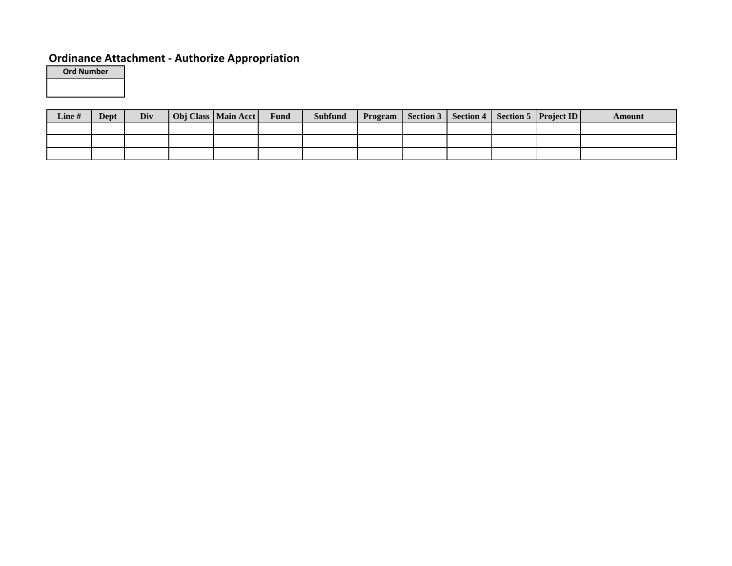## Ordinance Attachment - Authorize Appropriation

| Ord Number |
| --- |
| |

| Line # | Dept | Div | Obj Class | Main Acct | Fund | Subfund | Program | Section 3 | Section 4 | Section 5 | Project ID | Amount |
| --- | --- | --- | --- | --- | --- | --- | --- | --- | --- | --- | --- | --- |
| | | | | | | | | | | | | |
| | | | | | | | | | | | | |
| | | | | | | | | | | | | |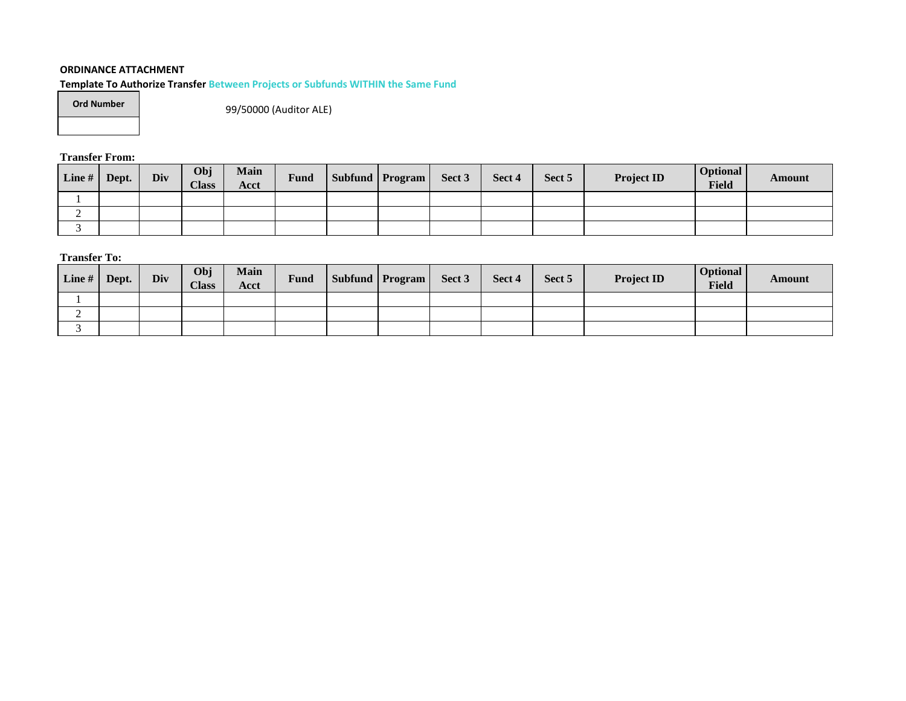**ORDINANCE ATTACHMENT**

**Template To Authorize Transfer Between Projects or Subfunds WITHIN the Same Fund**

| Ord Number |
|---|
| |

99/50000 (Auditor ALE)

**Transfer From:**

| Line # | Dept. | Div | Obj Class | Main Acct | Fund | Subfund | Program | Sect 3 | Sect 4 | Sect 5 | Project ID | Optional Field | Amount |
|---|---|---|---|---|---|---|---|---|---|---|---|---|---|
| 1 | | | | | | | | | | | | | |
| 2 | | | | | | | | | | | | | |
| 3 | | | | | | | | | | | | | |

**Transfer To:**

| Line # | Dept. | Div | Obj Class | Main Acct | Fund | Subfund | Program | Sect 3 | Sect 4 | Sect 5 | Project ID | Optional Field | Amount |
|---|---|---|---|---|---|---|---|---|---|---|---|---|---|
| 1 | | | | | | | | | | | | | |
| 2 | | | | | | | | | | | | | |
| 3 | | | | | | | | | | | | | |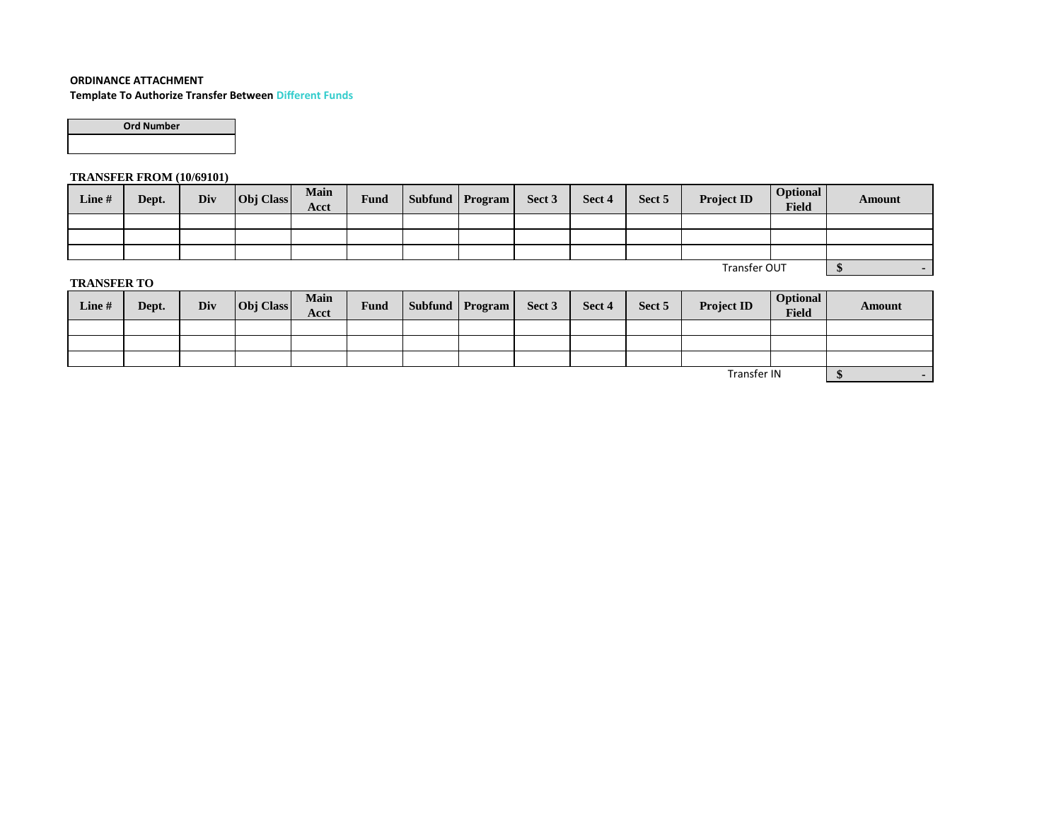**ORDINANCE ATTACHMENT**

**Template To Authorize Transfer Between Different Funds**

| Ord Number |
|---|
| |

**TRANSFER FROM (10/69101)**

| Line # | Dept. | Div | Obj Class | Main Acct | Fund | Subfund | Program | Sect 3 | Sect 4 | Sect 5 | Project ID | Optional Field | Amount |
|---|---|---|---|---|---|---|---|---|---|---|---|---|---|
| | | | | | | | | | | | | | |
| | | | | | | | | | | | | | |
| | | | | | | | | | | | | | |
| | | | | | | | | | | | | Transfer OUT | $ - |

**TRANSFER TO**

| Line # | Dept. | Div | Obj Class | Main Acct | Fund | Subfund | Program | Sect 3 | Sect 4 | Sect 5 | Project ID | Optional Field | Amount |
|---|---|---|---|---|---|---|---|---|---|---|---|---|---|
| | | | | | | | | | | | | | |
| | | | | | | | | | | | | | |
| | | | | | | | | | | | | | |
| | | | | | | | | | | | | Transfer IN | $ - |